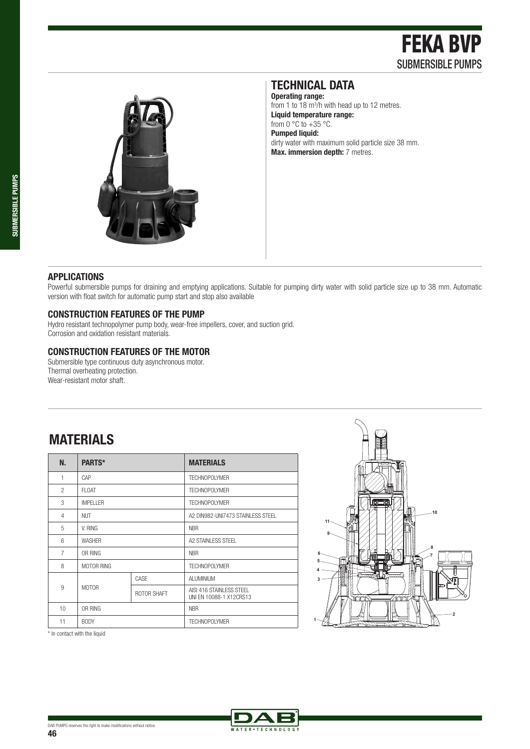# FEKA BVP
## SUBMERSIBLE PUMPS

## TECHNICAL DATA

**Operating range:**
from 1 to 18 m³/h with head up to 12 metres.
**Liquid temperature range:**
from 0 °C to +35 °C.
**Pumped liquid:**
dirty water with maximum solid particle size 38 mm.
**Max. immersion depth:** 7 metres.

### APPLICATIONS

Powerful submersible pumps for draining and emptying applications. Suitable for pumping dirty water with solid particle size up to 38 mm. Automatic version with float switch for automatic pump start and stop also available

### CONSTRUCTION FEATURES OF THE PUMP

Hydro resistant technopolymer pump body, wear-free impellers, cover, and suction grid.
Corrosion and oxidation resistant materials.

### CONSTRUCTION FEATURES OF THE MOTOR

Submersible type continuous duty asynchronous motor.
Thermal overheating protection.
Wear-resistant motor shaft.

## MATERIALS

| N. | PARTS* | | MATERIALS |
|---|---|---|---|
| 1 | CAP | | TECHNOPOLYMER |
| 2 | FLOAT | | TECHNOPOLYMER |
| 3 | IMPELLER | | TECHNOPOLYMER |
| 4 | NUT | | A2 DIN982-UNI7473 STAINLESS STEEL |
| 5 | V. RING | | NBR |
| 6 | WASHER | | A2 STAINLESS STEEL |
| 7 | OR RING | | NBR |
| 8 | MOTOR RING | | TECHNOPOLYMER |
| 9 | MOTOR | CASE | ALUMINIUM |
| | | ROTOR SHAFT | AISI 416 STAINLESS STEEL UNI EN 10088-1 X12CRS13 |
| 10 | OR RING | | NBR |
| 11 | BODY | | TECHNOPOLYMER |

\* In contact with the liquid

DAB PUMPS reserves the right to make modifications without notice.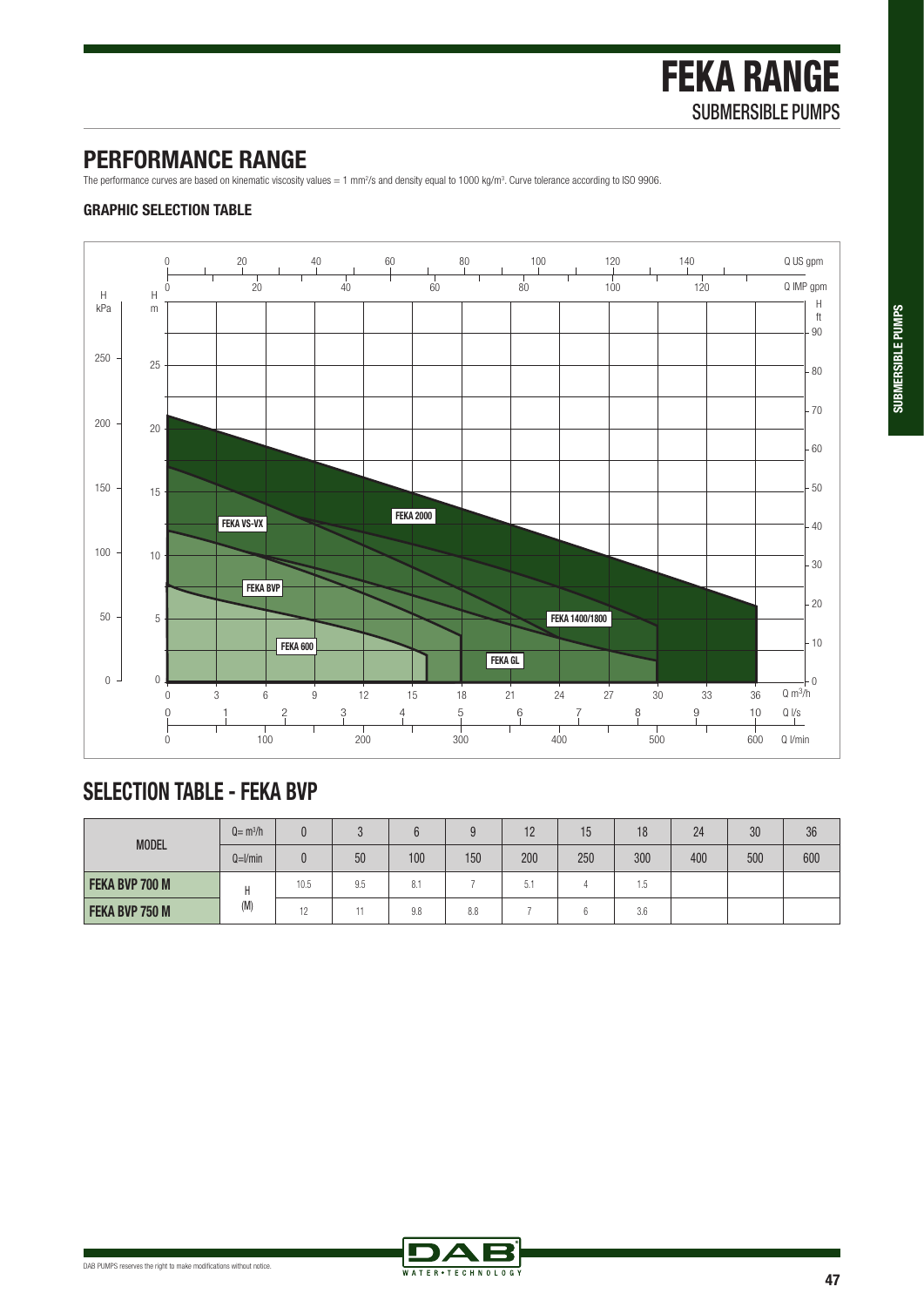# FEKA RANGE

SUBMERSIBLE PUMPS

## PERFORMANCE RANGE

The performance curves are based on kinematic viscosity values = 1 mm²/s and density equal to 1000 kg/m³. Curve tolerance according to ISO 9906.

### GRAPHIC SELECTION TABLE

## SELECTION TABLE - FEKA BVP

| MODEL | Q= m³/h | 0 | 3 | 6 | 9 | 12 | 15 | 18 | 24 | 30 | 36 |
|---|---|---|---|---|---|---|---|---|---|---|---|
| | Q=l/min | 0 | 50 | 100 | 150 | 200 | 250 | 300 | 400 | 500 | 600 |
| **FEKA BVP 700 M** | H (M) | 10.5 | 9.5 | 8.1 | 7 | 5.1 | 4 | 1.5 | | | |
| **FEKA BVP 750 M** | | 12 | 11 | 9.8 | 8.8 | 7 | 6 | 3.6 | | | |

DAB PUMPS reserves the right to make modifications without notice.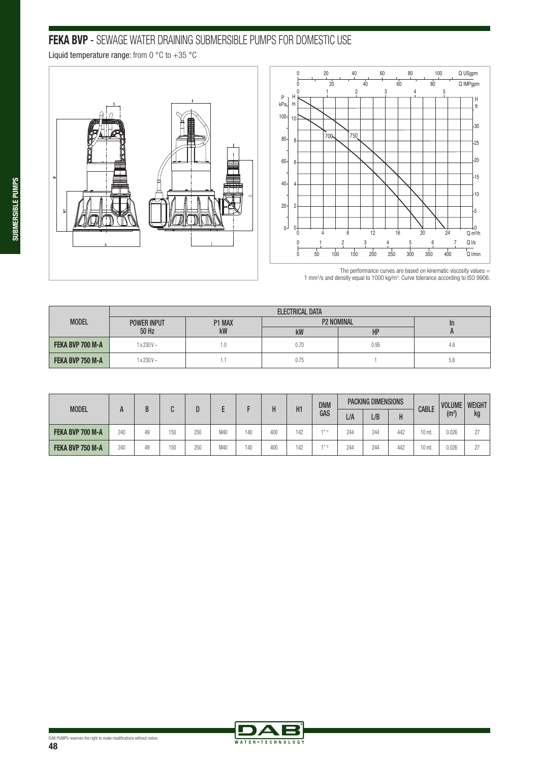## FEKA BVP - SEWAGE WATER DRAINING SUBMERSIBLE PUMPS FOR DOMESTIC USE

**Liquid temperature range:** from 0 °C to +35 °C

Q USgpm 0 20 40 60 80 100
Q IMPgpm 0 20 40 60 80
0 1 2 3 4 5
P kPa
H m
H ft
700
750
Q m³/h 0 4 8 12 16 20 24
Q l/s 0 1 2 3 4 5 6 7
Q l/min 0 50 100 150 200 250 300 350 400

The performance curves are based on kinematic viscosity values = 1 mm²/s and density equal to 1000 kg/m³. Curve tolerance according to ISO 9906.

| MODEL | ELECTRICAL DATA | | | | |
|---|---|---|---|---|---|
| | POWER INPUT 50 Hz | P1 MAX kW | P2 NOMINAL | | In A |
| | | | kW | HP | |
| **FEKA BVP 700 M-A** | 1 x 230 V ~ | 1.0 | 0.70 | 0.95 | 4.6 |
| **FEKA BVP 750 M-A** | 1 x 230 V ~ | 1.1 | 0.75 | 1 | 5.6 |

| MODEL | A | B | C | D | E | F | H | H1 | DNM GAS | PACKING DIMENSIONS | | | CABLE | VOLUME (m³) | WEIGHT kg |
|---|---|---|---|---|---|---|---|---|---|---|---|---|---|---|---|
| | | | | | | | | | | L/A | L/B | H | | | |
| **FEKA BVP 700 M-A** | 240 | 49 | 150 | 250 | M40 | 140 | 400 | 142 | 1" ½ | 244 | 244 | 442 | 10 mt. | 0.026 | 27 |
| **FEKA BVP 750 M-A** | 240 | 49 | 150 | 250 | M40 | 140 | 400 | 142 | 1" ½ | 244 | 244 | 442 | 10 mt. | 0.026 | 27 |

DAB PUMPS reserves the right to make modifications without notice.